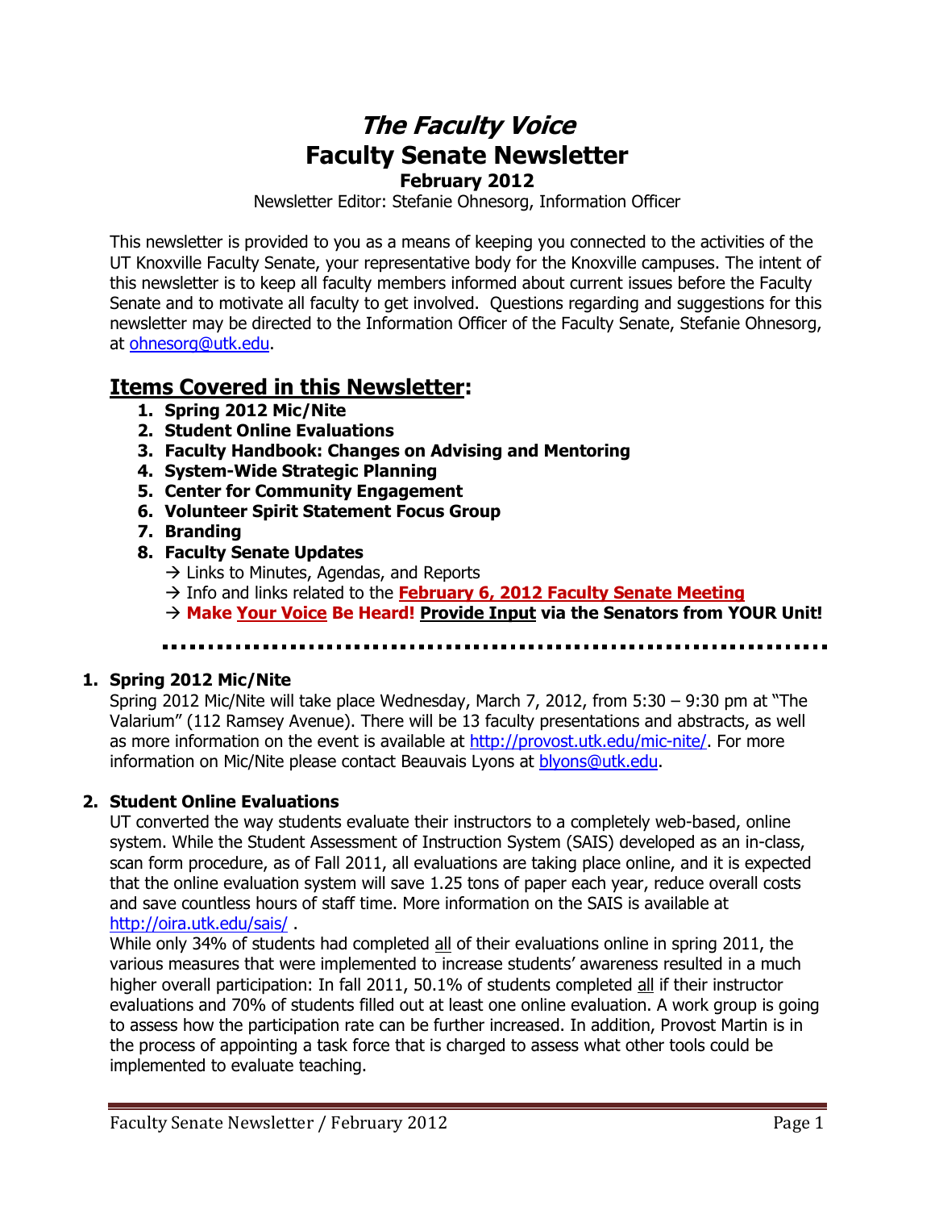# *The Faculty Voice*

# Faculty Senate Newsletter

## February 2012

Newsletter Editor: Stefanie Ohnesorg, Information Officer

This newsletter is provided to you as a means of keeping you connected to the activities of the UT Knoxville Faculty Senate, your representative body for the Knoxville campuses. The intent of this newsletter is to keep all faculty members informed about current issues before the Faculty Senate and to motivate all faculty to get involved. Questions regarding and suggestions for this newsletter may be directed to the Information Officer of the Faculty Senate, Stefanie Ohnesorg, at ohnesorg@utk.edu.

## Items Covered in this Newsletter:

1. **Spring 2012 Mic/Nite**
2. **Student Online Evaluations**
3. **Faculty Handbook: Changes on Advising and Mentoring**
4. **System-Wide Strategic Planning**
5. **Center for Community Engagement**
6. **Volunteer Spirit Statement Focus Group**
7. **Branding**
8. **Faculty Senate Updates**
   → Links to Minutes, Agendas, and Reports
   → Info and links related to the **February 6, 2012 Faculty Senate Meeting**
   → **Make Your Voice Be Heard! Provide Input via the Senators from YOUR Unit!**

---

### 1. Spring 2012 Mic/Nite

Spring 2012 Mic/Nite will take place Wednesday, March 7, 2012, from 5:30 – 9:30 pm at "The Valarium" (112 Ramsey Avenue). There will be 13 faculty presentations and abstracts, as well as more information on the event is available at http://provost.utk.edu/mic-nite/. For more information on Mic/Nite please contact Beauvais Lyons at blyons@utk.edu.

### 2. Student Online Evaluations

UT converted the way students evaluate their instructors to a completely web-based, online system. While the Student Assessment of Instruction System (SAIS) developed as an in-class, scan form procedure, as of Fall 2011, all evaluations are taking place online, and it is expected that the online evaluation system will save 1.25 tons of paper each year, reduce overall costs and save countless hours of staff time. More information on the SAIS is available at http://oira.utk.edu/sais/ .

While only 34% of students had completed all of their evaluations online in spring 2011, the various measures that were implemented to increase students' awareness resulted in a much higher overall participation: In fall 2011, 50.1% of students completed all if their instructor evaluations and 70% of students filled out at least one online evaluation. A work group is going to assess how the participation rate can be further increased. In addition, Provost Martin is in the process of appointing a task force that is charged to assess what other tools could be implemented to evaluate teaching.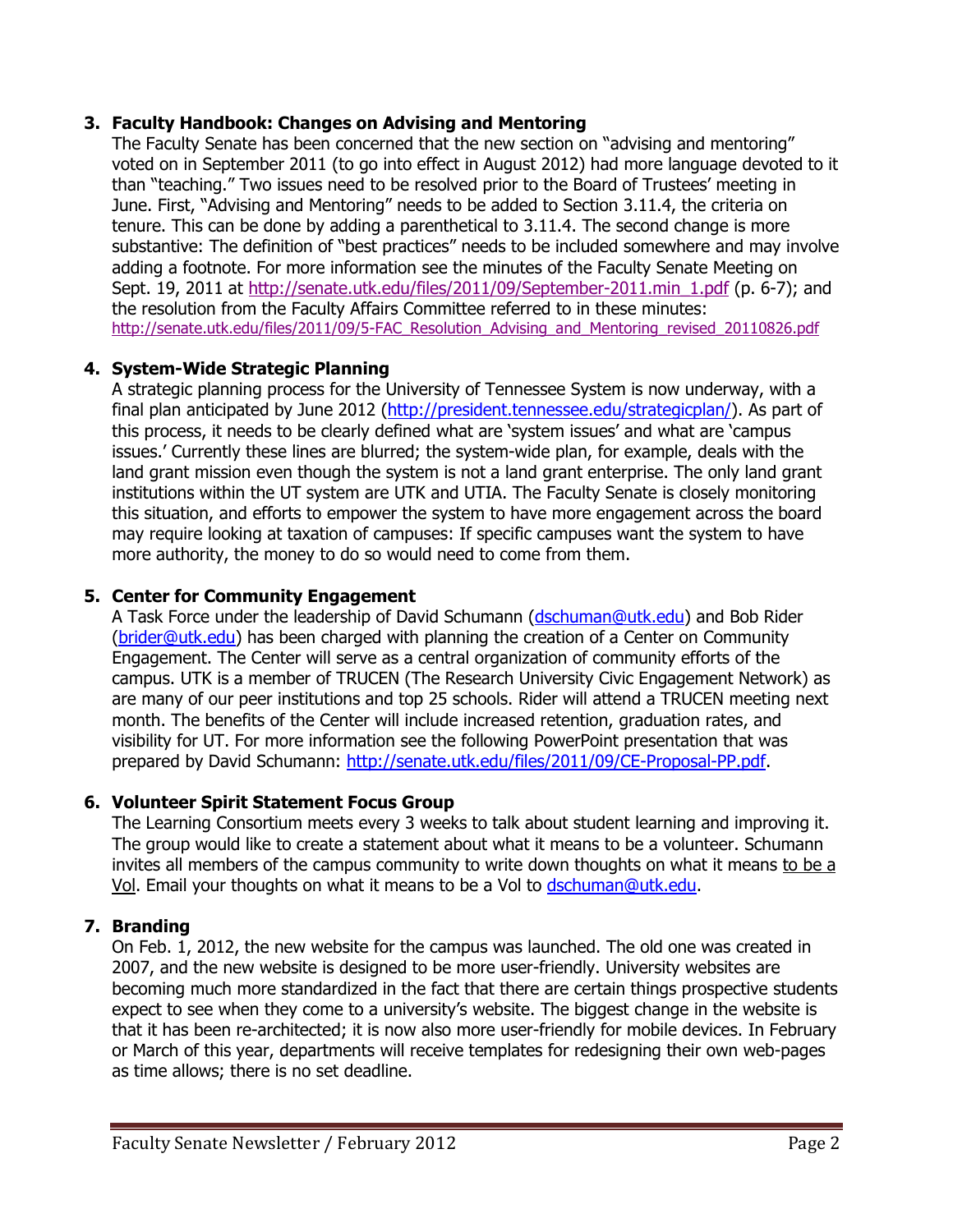### 3. Faculty Handbook: Changes on Advising and Mentoring

The Faculty Senate has been concerned that the new section on "advising and mentoring" voted on in September 2011 (to go into effect in August 2012) had more language devoted to it than "teaching." Two issues need to be resolved prior to the Board of Trustees' meeting in June. First, "Advising and Mentoring" needs to be added to Section 3.11.4, the criteria on tenure. This can be done by adding a parenthetical to 3.11.4. The second change is more substantive: The definition of "best practices" needs to be included somewhere and may involve adding a footnote. For more information see the minutes of the Faculty Senate Meeting on Sept. 19, 2011 at http://senate.utk.edu/files/2011/09/September-2011.min_1.pdf (p. 6-7); and the resolution from the Faculty Affairs Committee referred to in these minutes: http://senate.utk.edu/files/2011/09/5-FAC_Resolution_Advising_and_Mentoring_revised_20110826.pdf

### 4. System-Wide Strategic Planning

A strategic planning process for the University of Tennessee System is now underway, with a final plan anticipated by June 2012 (http://president.tennessee.edu/strategicplan/). As part of this process, it needs to be clearly defined what are 'system issues' and what are 'campus issues.' Currently these lines are blurred; the system-wide plan, for example, deals with the land grant mission even though the system is not a land grant enterprise. The only land grant institutions within the UT system are UTK and UTIA. The Faculty Senate is closely monitoring this situation, and efforts to empower the system to have more engagement across the board may require looking at taxation of campuses: If specific campuses want the system to have more authority, the money to do so would need to come from them.

### 5. Center for Community Engagement

A Task Force under the leadership of David Schumann (dschuman@utk.edu) and Bob Rider (brider@utk.edu) has been charged with planning the creation of a Center on Community Engagement. The Center will serve as a central organization of community efforts of the campus. UTK is a member of TRUCEN (The Research University Civic Engagement Network) as are many of our peer institutions and top 25 schools. Rider will attend a TRUCEN meeting next month. The benefits of the Center will include increased retention, graduation rates, and visibility for UT. For more information see the following PowerPoint presentation that was prepared by David Schumann: http://senate.utk.edu/files/2011/09/CE-Proposal-PP.pdf.

### 6. Volunteer Spirit Statement Focus Group

The Learning Consortium meets every 3 weeks to talk about student learning and improving it. The group would like to create a statement about what it means to be a volunteer. Schumann invites all members of the campus community to write down thoughts on what it means to be a Vol. Email your thoughts on what it means to be a Vol to dschuman@utk.edu.

### 7. Branding

On Feb. 1, 2012, the new website for the campus was launched. The old one was created in 2007, and the new website is designed to be more user-friendly. University websites are becoming much more standardized in the fact that there are certain things prospective students expect to see when they come to a university's website. The biggest change in the website is that it has been re-architected; it is now also more user-friendly for mobile devices. In February or March of this year, departments will receive templates for redesigning their own web-pages as time allows; there is no set deadline.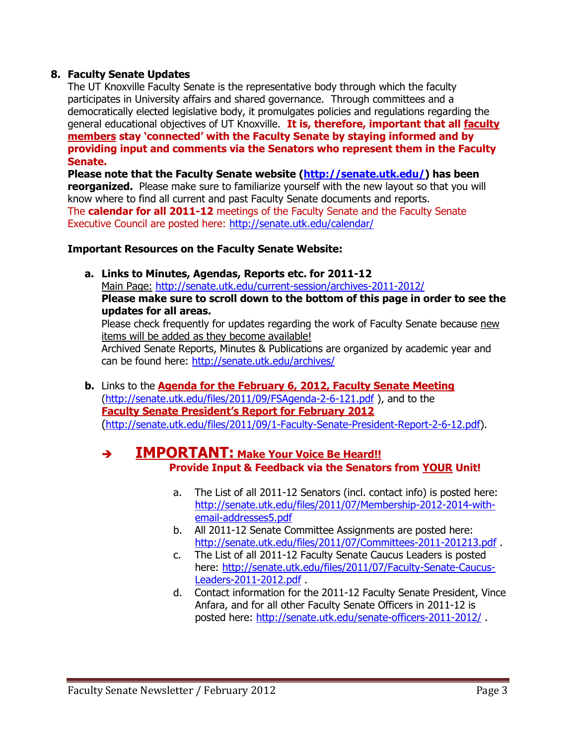## 8. Faculty Senate Updates

The UT Knoxville Faculty Senate is the representative body through which the faculty participates in University affairs and shared governance. Through committees and a democratically elected legislative body, it promulgates policies and regulations regarding the general educational objectives of UT Knoxville. **It is, therefore, important that all faculty members stay 'connected' with the Faculty Senate by staying informed and by providing input and comments via the Senators who represent them in the Faculty Senate.**

**Please note that the Faculty Senate website (http://senate.utk.edu/) has been reorganized.** Please make sure to familiarize yourself with the new layout so that you will know where to find all current and past Faculty Senate documents and reports.

The **calendar for all 2011-12** meetings of the Faculty Senate and the Faculty Senate Executive Council are posted here: http://senate.utk.edu/calendar/

**Important Resources on the Faculty Senate Website:**

**a. Links to Minutes, Agendas, Reports etc. for 2011-12**

Main Page: http://senate.utk.edu/current-session/archives-2011-2012/

**Please make sure to scroll down to the bottom of this page in order to see the updates for all areas.**

Please check frequently for updates regarding the work of Faculty Senate because new items will be added as they become available!

Archived Senate Reports, Minutes & Publications are organized by academic year and can be found here: http://senate.utk.edu/archives/

**b.** Links to the **Agenda for the February 6, 2012, Faculty Senate Meeting** (http://senate.utk.edu/files/2011/09/FSAgenda-2-6-121.pdf ), and to the **Faculty Senate President's Report for February 2012** (http://senate.utk.edu/files/2011/09/1-Faculty-Senate-President-Report-2-6-12.pdf).

➔ **IMPORTANT: Make Your Voice Be Heard!!**
**Provide Input & Feedback via the Senators from YOUR Unit!**

a. The List of all 2011-12 Senators (incl. contact info) is posted here: http://senate.utk.edu/files/2011/07/Membership-2012-2014-with-email-addresses5.pdf

b. All 2011-12 Senate Committee Assignments are posted here: http://senate.utk.edu/files/2011/07/Committees-2011-201213.pdf .

c. The List of all 2011-12 Faculty Senate Caucus Leaders is posted here: http://senate.utk.edu/files/2011/07/Faculty-Senate-Caucus-Leaders-2011-2012.pdf .

d. Contact information for the 2011-12 Faculty Senate President, Vince Anfara, and for all other Faculty Senate Officers in 2011-12 is posted here: http://senate.utk.edu/senate-officers-2011-2012/ .